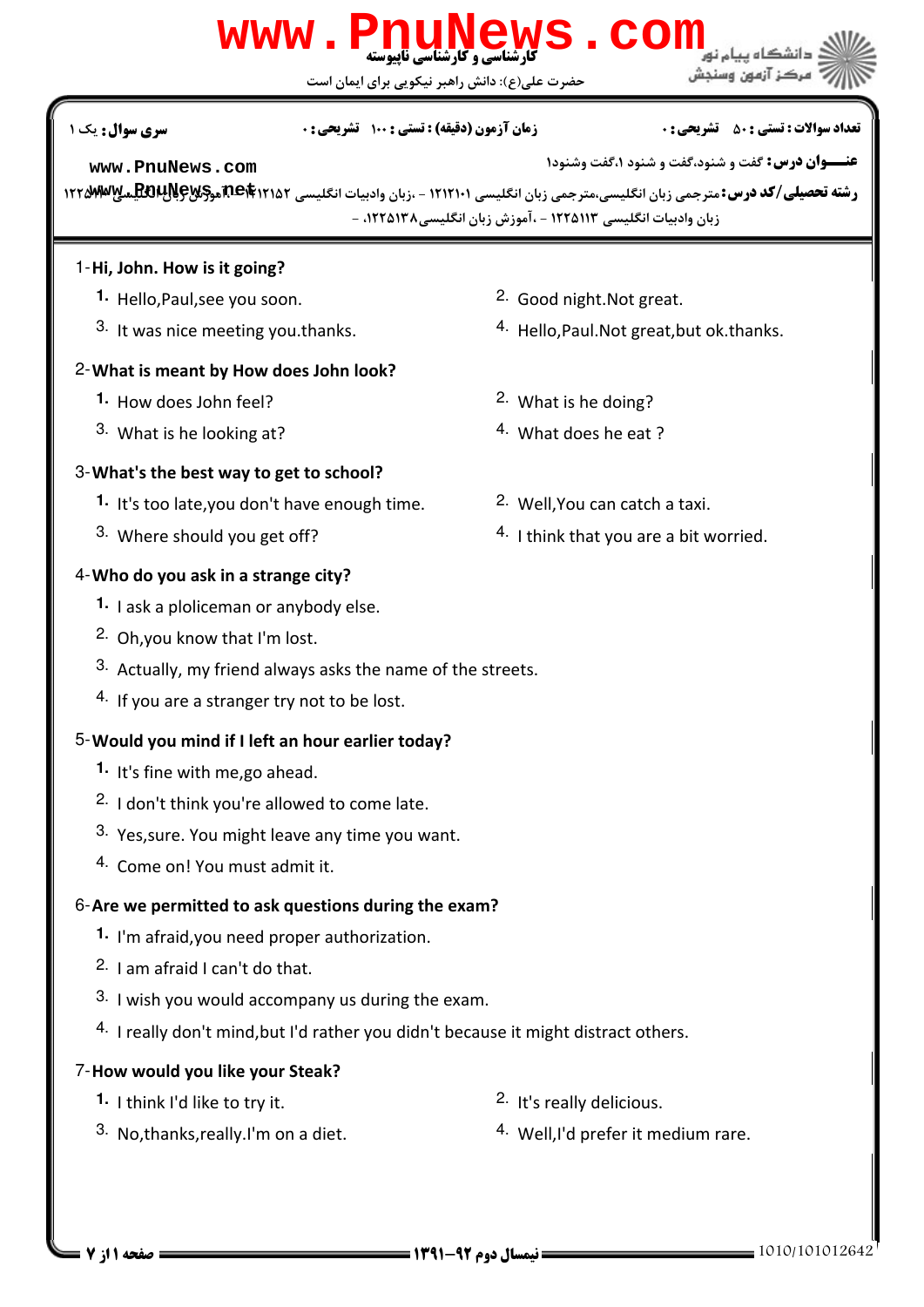کارشناسی و کارشناسی ناپیوسته

حضرت علی(ع): دانش راهبر نیکویی برای ایمان است

دانشگاه پیام نور
مرکز آزمون وسنجش

**تعداد سوالات : تستی :** ۵۰ **تشریحی :** ۰ | **زمان آزمون (دقیقه) : تستی :** ۱۰۰ **تشریحی :** ۰ | **سری سوال :** یک ۱

**عنـــوان درس :** گفت و شنود،گفت و شنود ۱،گفت وشنود۱

**رشته تحصیلی/کد درس :** مترجمی زبان انگلیسی،مترجمی زبان انگلیسی ۱۲۱۲۱۰۱ - ،زبان وادبیات انگلیسی ۱۲۱۲۱۵۲ - ،آموزش زبان انگلیسی ۱۲۲۵۰۰۸ - ،زبان وادبیات انگلیسی ۱۲۲۵۱۱۳ - ،آموزش زبان انگلیسی۱۲۲۵۱۳۸ - ،

1-**Hi, John. How is it going?**

1. Hello,Paul,see you soon.
2. Good night.Not great.
3. It was nice meeting you.thanks.
4. Hello,Paul.Not great,but ok.thanks.

2-**What is meant by How does John look?**

1. How does John feel?
2. What is he doing?
3. What is he looking at?
4. What does he eat ?

3-**What's the best way to get to school?**

1. It's too late,you don't have enough time.
2. Well,You can catch a taxi.
3. Where should you get off?
4. I think that you are a bit worried.

4-**Who do you ask in a strange city?**

1. I ask a ploliceman or anybody else.
2. Oh,you know that I'm lost.
3. Actually, my friend always asks the name of the streets.
4. If you are a stranger try not to be lost.

5-**Would you mind if I left an hour earlier today?**

1. It's fine with me,go ahead.
2. I don't think you're allowed to come late.
3. Yes,sure. You might leave any time you want.
4. Come on! You must admit it.

6-**Are we permitted to ask questions during the exam?**

1. I'm afraid,you need proper authorization.
2. I am afraid I can't do that.
3. I wish you would accompany us during the exam.
4. I really don't mind,but I'd rather you didn't because it might distract others.

7-**How would you like your Steak?**

1. I think I'd like to try it.
2. It's really delicious.
3. No,thanks,really.I'm on a diet.
4. Well,I'd prefer it medium rare.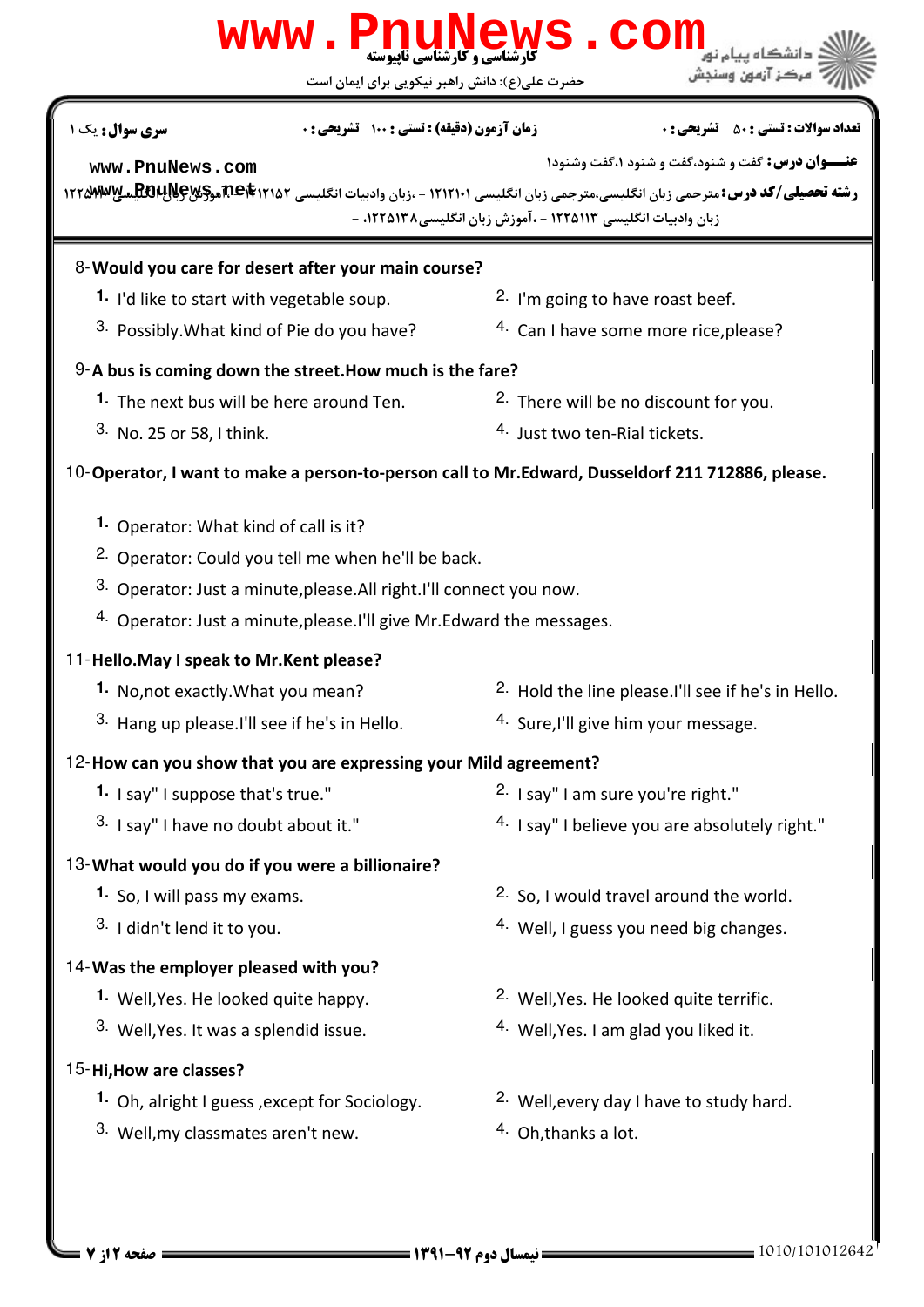**سری سوال:** یک ۱ | **زمان آزمون (دقیقه) : تستی :** ۱۰۰ **تشریحی :** ۰ | **تعداد سوالات : تستی :** ۵۰ **تشریحی :** ۰

**عنـــوان درس:** گفت و شنود،گفت و شنود ۱،گفت وشنود۱

**رشته تحصیلی/کد درس:** مترجمی زبان انگلیسی،مترجمی زبان انگلیسی ۱۲۱۲۱۰۱ - ،زبان وادبیات انگلیسی ۱۲۱۲۱۵۲ - ،آموزش زبان انگلیسی ۱۲۲۵۰۰۹ - ،زبان وادبیات انگلیسی ۱۲۲۵۱۱۳ - ،آموزش زبان انگلیسی۱۲۲۵۱۳۸ -

8-**Would you care for desert after your main course?**

1. I'd like to start with vegetable soup.
2. I'm going to have roast beef.
3. Possibly.What kind of Pie do you have?
4. Can I have some more rice,please?

9-**A bus is coming down the street.How much is the fare?**

1. The next bus will be here around Ten.
2. There will be no discount for you.
3. No. 25 or 58, I think.
4. Just two ten-Rial tickets.

10-**Operator, I want to make a person-to-person call to Mr.Edward, Dusseldorf 211 712886, please.**

1. Operator: What kind of call is it?
2. Operator: Could you tell me when he'll be back.
3. Operator: Just a minute,please.All right.I'll connect you now.
4. Operator: Just a minute,please.I'll give Mr.Edward the messages.

11-**Hello.May I speak to Mr.Kent please?**

1. No,not exactly.What you mean?
2. Hold the line please.I'll see if he's in Hello.
3. Hang up please.I'll see if he's in Hello.
4. Sure,I'll give him your message.

12-**How can you show that you are expressing your Mild agreement?**

1. I say" I suppose that's true."
2. I say" I am sure you're right."
3. I say" I have no doubt about it."
4. I say" I believe you are absolutely right."

13-**What would you do if you were a billionaire?**

1. So, I will pass my exams.
2. So, I would travel around the world.
3. I didn't lend it to you.
4. Well, I guess you need big changes.

14-**Was the employer pleased with you?**

1. Well,Yes. He looked quite happy.
2. Well,Yes. He looked quite terrific.
3. Well,Yes. It was a splendid issue.
4. Well,Yes. I am glad you liked it.

15-**Hi,How are classes?**

1. Oh, alright I guess ,except for Sociology.
2. Well,every day I have to study hard.
3. Well,my classmates aren't new.
4. Oh,thanks a lot.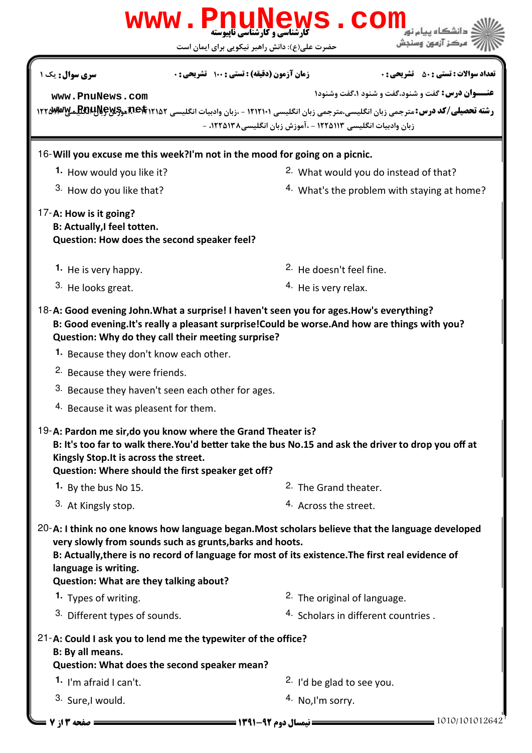**سری سوال:** یک ۱ | **زمان آزمون (دقیقه) : تستی : ۱۰۰ تشریحی : ۰** | **تعداد سوالات : تستی : ۵۰ تشریحی : ۰**

**عنـــوان درس:** گفت و شنود،گفت و شنود ۱،گفت وشنود۱

**رشته تحصیلی/کد درس:** مترجمی زبان انگلیسی،مترجمی زبان انگلیسی ۱۲۱۲۱۰۱ - ،زبان وادبیات انگلیسی ۱۲۱۲۱۵۲ - ،آموزش زبان انگلیسی ۱۲۲... زبان وادبیات انگلیسی ۱۲۲۵۱۱۳ - ،آموزش زبان انگلیسی۱۲۲۵۱۳۸ -

16-**Will you excuse me this week?I'm not in the mood for going on a picnic.**

1. How would you like it?
2. What would you do instead of that?
3. How do you like that?
4. What's the problem with staying at home?

17-**A: How is it going?**
**B: Actually,I feel totten.**
**Question: How does the second speaker feel?**

1. He is very happy.
2. He doesn't feel fine.
3. He looks great.
4. He is very relax.

18-**A: Good evening John.What a surprise! I haven't seen you for ages.How's everything?**
**B: Good evening.It's really a pleasant surprise!Could be worse.And how are things with you?**
**Question: Why do they call their meeting surprise?**

1. Because they don't know each other.
2. Because they were friends.
3. Because they haven't seen each other for ages.
4. Because it was pleasent for them.

19-**A: Pardon me sir,do you know where the Grand Theater is?**
**B: It's too far to walk there.You'd better take the bus No.15 and ask the driver to drop you off at Kingsly Stop.It is across the street.**
**Question: Where should the first speaker get off?**

1. By the bus No 15.
2. The Grand theater.
3. At Kingsly stop.
4. Across the street.

20-**A: I think no one knows how language began.Most scholars believe that the language developed very slowly from sounds such as grunts,barks and hoots.**
**B: Actually,there is no record of language for most of its existence.The first real evidence of language is writing.**
**Question: What are they talking about?**

1. Types of writing.
2. The original of language.
3. Different types of sounds.
4. Scholars in different countries .

21-**A: Could I ask you to lend me the typewiter of the office?**
**B: By all means.**
**Question: What does the second speaker mean?**

1. I'm afraid I can't.
2. I'd be glad to see you.
3. Sure,I would.
4. No,I'm sorry.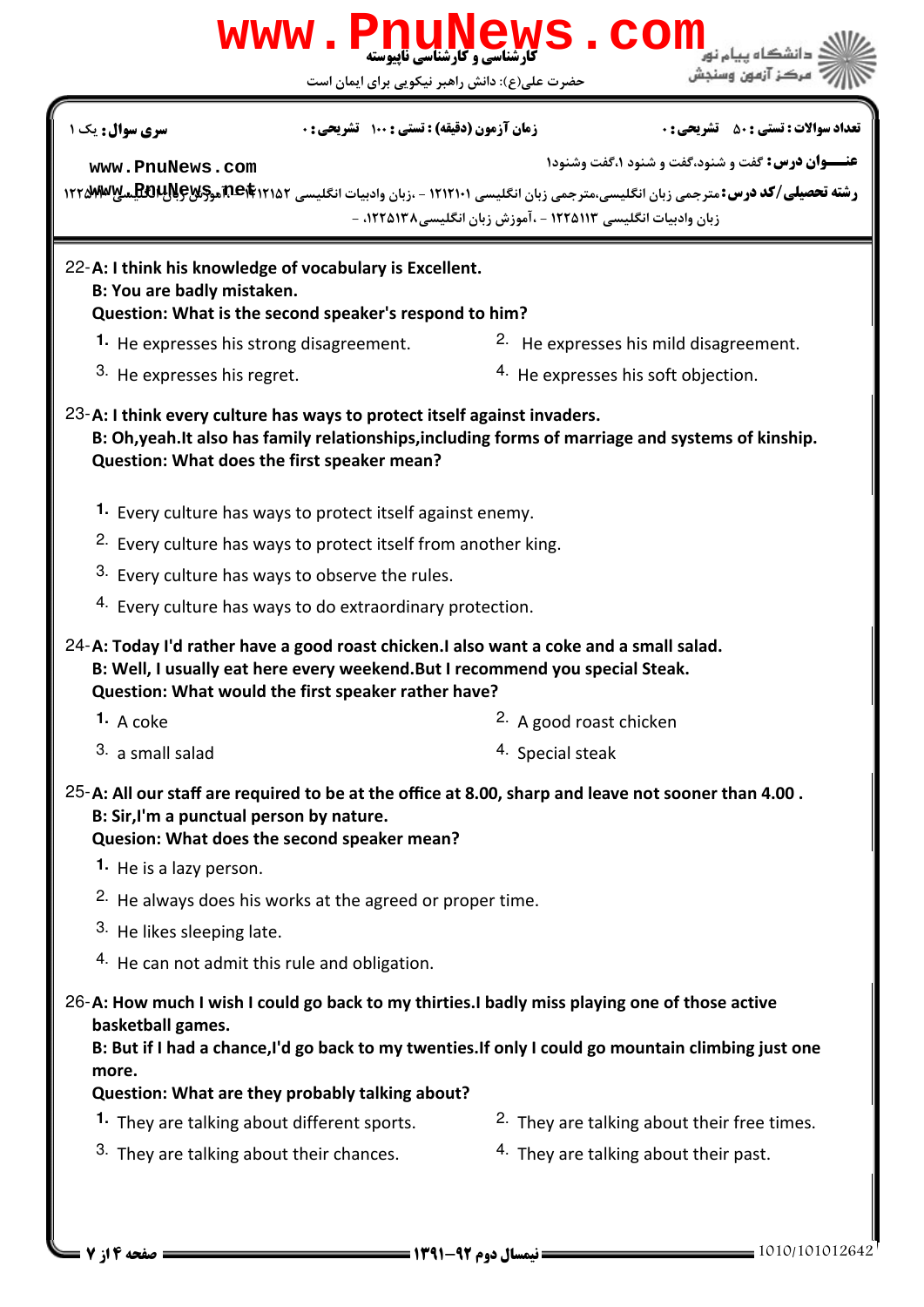22- **A: I think his knowledge of vocabulary is Excellent.**
**B: You are badly mistaken.**
**Question: What is the second speaker's respond to him?**

1. He expresses his strong disagreement.
2. He expresses his mild disagreement.
3. He expresses his regret.
4. He expresses his soft objection.

23- **A: I think every culture has ways to protect itself against invaders.**
**B: Oh,yeah.It also has family relationships,including forms of marriage and systems of kinship.**
**Question: What does the first speaker mean?**

1. Every culture has ways to protect itself against enemy.
2. Every culture has ways to protect itself from another king.
3. Every culture has ways to observe the rules.
4. Every culture has ways to do extraordinary protection.

24- **A: Today I'd rather have a good roast chicken.I also want a coke and a small salad.**
**B: Well, I usually eat here every weekend.But I recommend you special Steak.**
**Question: What would the first speaker rather have?**

1. A coke
2. A good roast chicken
3. a small salad
4. Special steak

25- **A: All our staff are required to be at the office at 8.00, sharp and leave not sooner than 4.00 .**
**B: Sir,I'm a punctual person by nature.**
**Quesion: What does the second speaker mean?**

1. He is a lazy person.
2. He always does his works at the agreed or proper time.
3. He likes sleeping late.
4. He can not admit this rule and obligation.

26- **A: How much I wish I could go back to my thirties.I badly miss playing one of those active basketball games.**
**B: But if I had a chance,I'd go back to my twenties.If only I could go mountain climbing just one more.**
**Question: What are they probably talking about?**

1. They are talking about different sports.
2. They are talking about their free times.
3. They are talking about their chances.
4. They are talking about their past.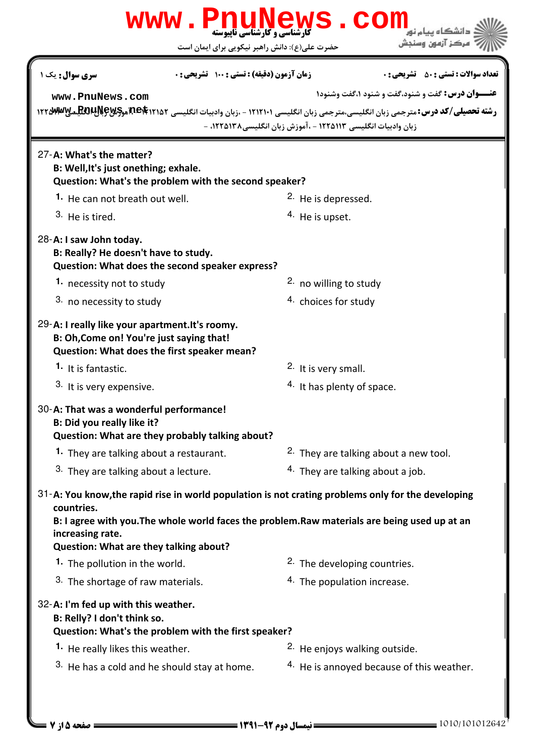سری سوال: یک ۱

زمان آزمون (دقیقه) : تستی : ۱۰۰ تشریحی : ۰

تعداد سوالات : تستی : ۵۰ تشریحی : ۰

عنـــوان درس: گفت و شنود،گفت و شنود ۱،گفت وشنود۱

رشته تحصیلی/کد درس: مترجمی زبان انگلیسی،مترجمی زبان انگلیسی ۱۲۱۲۱۰۱ - ،زبان وادبیات انگلیسی ۱۲۱۲۱۵۲ - ،آموزش زبان انگلیسی ۱۲۲۵۰۴۴ - ، زبان وادبیات انگلیسی ۱۲۲۵۱۱۳ - ،آموزش زبان انگلیسی۱۲۲۵۱۳۸ -

27- **A: What's the matter?**
**B: Well,It's just onething; exhale.**
**Question: What's the problem with the second speaker?**

1. He can not breath out well.
2. He is depressed.
3. He is tired.
4. He is upset.

28- **A: I saw John today.**
**B: Really? He doesn't have to study.**
**Question: What does the second speaker express?**

1. necessity not to study
2. no willing to study
3. no necessity to study
4. choices for study

29- **A: I really like your apartment.It's roomy.**
**B: Oh,Come on! You're just saying that!**
**Question: What does the first speaker mean?**

1. It is fantastic.
2. It is very small.
3. It is very expensive.
4. It has plenty of space.

30- **A: That was a wonderful performance!**
**B: Did you really like it?**
**Question: What are they probably talking about?**

1. They are talking about a restaurant.
2. They are talking about a new tool.
3. They are talking about a lecture.
4. They are talking about a job.

31- **A: You know,the rapid rise in world population is not crating problems only for the developing countries.**
**B: I agree with you.The whole world faces the problem.Raw materials are being used up at an increasing rate.**
**Question: What are they talking about?**

1. The pollution in the world.
2. The developing countries.
3. The shortage of raw materials.
4. The population increase.

32- **A: I'm fed up with this weather.**
**B: Relly? I don't think so.**
**Question: What's the problem with the first speaker?**

1. He really likes this weather.
2. He enjoys walking outside.
3. He has a cold and he should stay at home.
4. He is annoyed because of this weather.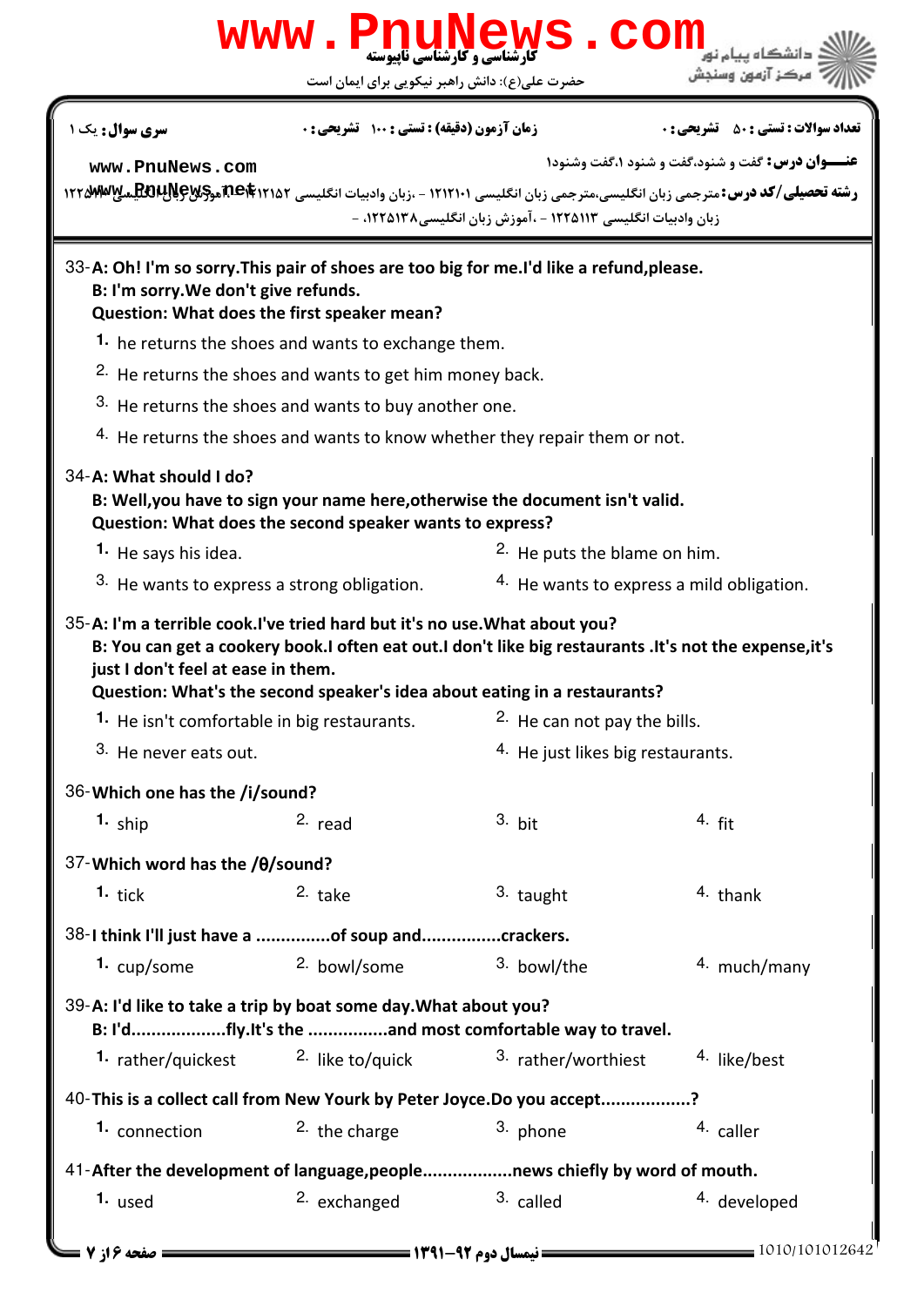**سری سوال:** یک ۱ | **زمان آزمون (دقیقه) : تستی : ۱۰۰ تشریحی : ۰** | **تعداد سوالات : تستی : ۵۰ تشریحی : ۰**

**عنـــوان درس:** گفت و شنود،گفت و شنود ۱،گفت وشنود۱

**رشته تحصیلی/کد درس:** مترجمی زبان انگلیسی،مترجمی زبان انگلیسی ۱۲۱۲۱۰۱ - ،زبان وادبیات انگلیسی ۱۲۱۲۱۵۲ - ،آموزش زبان انگلیسی ۱۲۲۵... زبان وادبیات انگلیسی ۱۲۲۵۱۱۳ - ،آموزش زبان انگلیسی۱۲۲۵۱۳۸، -

33- **A: Oh! I'm so sorry.This pair of shoes are too big for me.I'd like a refund,please.**
**B: I'm sorry.We don't give refunds.**
**Question: What does the first speaker mean?**

1. he returns the shoes and wants to exchange them.
2. He returns the shoes and wants to get him money back.
3. He returns the shoes and wants to buy another one.
4. He returns the shoes and wants to know whether they repair them or not.

34- **A: What should I do?**
**B: Well,you have to sign your name here,otherwise the document isn't valid.**
**Question: What does the second speaker wants to express?**

1. He says his idea.
2. He puts the blame on him.
3. He wants to express a strong obligation.
4. He wants to express a mild obligation.

35- **A: I'm a terrible cook.I've tried hard but it's no use.What about you?**
**B: You can get a cookery book.I often eat out.I don't like big restaurants .It's not the expense,it's just I don't feel at ease in them.**
**Question: What's the second speaker's idea about eating in a restaurants?**

1. He isn't comfortable in big restaurants.
2. He can not pay the bills.
3. He never eats out.
4. He just likes big restaurants.

36- **Which one has the /i/sound?**

1. ship
2. read
3. bit
4. fit

37- **Which word has the /θ/sound?**

1. tick
2. take
3. taught
4. thank

38- **I think I'll just have a ...............of soup and................crackers.**

1. cup/some
2. bowl/some
3. bowl/the
4. much/many

39- **A: I'd like to take a trip by boat some day.What about you?**
**B: I'd..................fly.It's the ................and most comfortable way to travel.**

1. rather/quickest
2. like to/quick
3. rather/worthiest
4. like/best

40- **This is a collect call from New Yourk by Peter Joyce.Do you accept.................?**

1. connection
2. the charge
3. phone
4. caller

41- **After the development of language,people.................news chiefly by word of mouth.**

1. used
2. exchanged
3. called
4. developed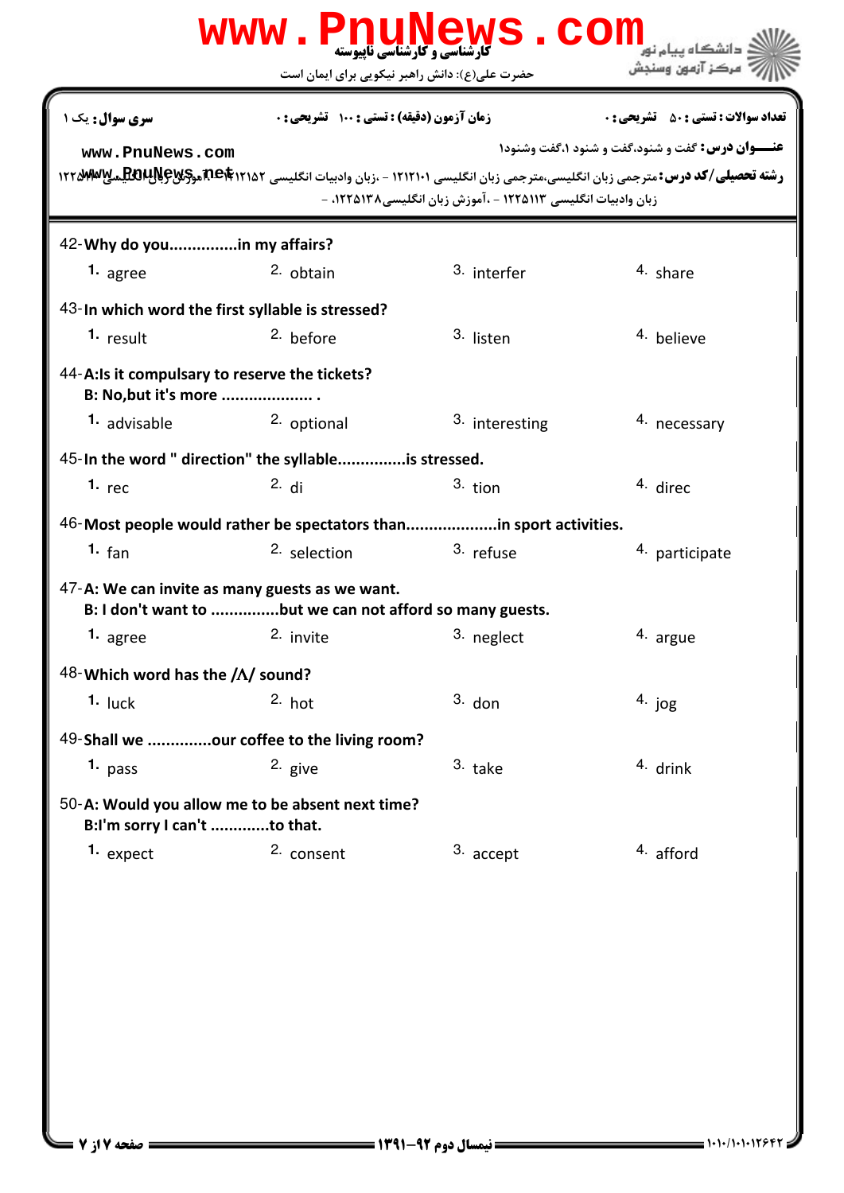42-**Why do you...............in my affairs?**

1. agree
2. obtain
3. interfer
4. share

43-**In which word the first syllable is stressed?**

1. result
2. before
3. listen
4. believe

44-**A:Is it compulsary to reserve the tickets?**
**B: No,but it's more .................... .**

1. advisable
2. optional
3. interesting
4. necessary

45-**In the word " direction" the syllable...............is stressed.**

1. rec
2. di
3. tion
4. direc

46-**Most people would rather be spectators than....................in sport activities.**

1. fan
2. selection
3. refuse
4. participate

47-**A: We can invite as many guests as we want.**
**B: I don't want to ...............but we can not afford so many guests.**

1. agree
2. invite
3. neglect
4. argue

48-**Which word has the /ʌ/ sound?**

1. luck
2. hot
3. don
4. jog

49-**Shall we ..............our coffee to the living room?**

1. pass
2. give
3. take
4. drink

50-**A: Would you allow me to be absent next time?**
**B:I'm sorry I can't .............to that.**

1. expect
2. consent
3. accept
4. afford